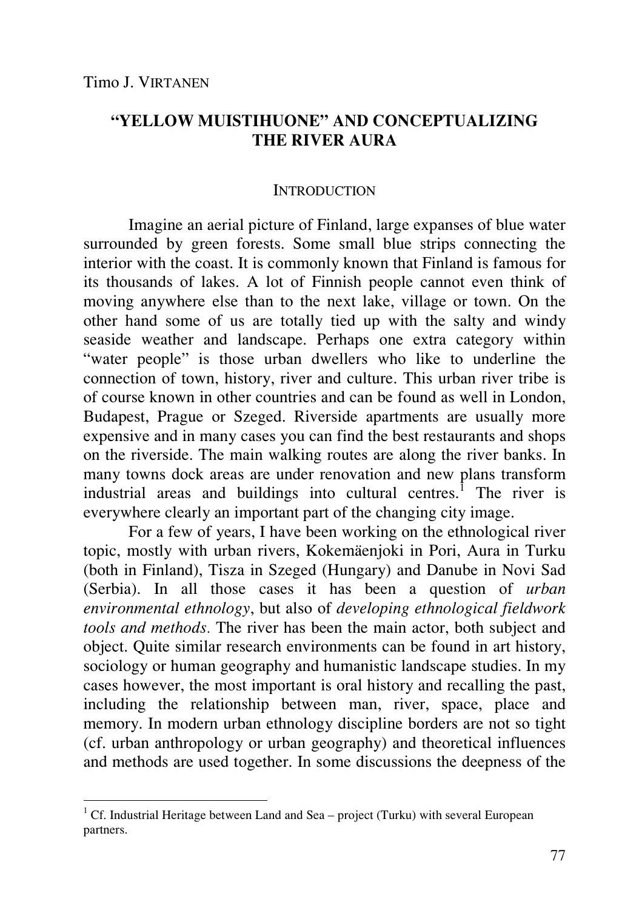Timo J. VIRTANEN

# "YELLOW MUISTIHUONE" AND CONCEPTUALIZING THE RIVER AURA

## INTRODUCTION

Imagine an aerial picture of Finland, large expanses of blue water surrounded by green forests. Some small blue strips connecting the interior with the coast. It is commonly known that Finland is famous for its thousands of lakes. A lot of Finnish people cannot even think of moving anywhere else than to the next lake, village or town. On the other hand some of us are totally tied up with the salty and windy seaside weather and landscape. Perhaps one extra category within "water people" is those urban dwellers who like to underline the connection of town, history, river and culture. This urban river tribe is of course known in other countries and can be found as well in London, Budapest, Prague or Szeged. Riverside apartments are usually more expensive and in many cases you can find the best restaurants and shops on the riverside. The main walking routes are along the river banks. In many towns dock areas are under renovation and new plans transform industrial areas and buildings into cultural centres.[1] The river is everywhere clearly an important part of the changing city image.

For a few of years, I have been working on the ethnological river topic, mostly with urban rivers, Kokemäenjoki in Pori, Aura in Turku (both in Finland), Tisza in Szeged (Hungary) and Danube in Novi Sad (Serbia). In all those cases it has been a question of *urban environmental ethnology*, but also of *developing ethnological fieldwork tools and methods.* The river has been the main actor, both subject and object. Quite similar research environments can be found in art history, sociology or human geography and humanistic landscape studies. In my cases however, the most important is oral history and recalling the past, including the relationship between man, river, space, place and memory. In modern urban ethnology discipline borders are not so tight (cf. urban anthropology or urban geography) and theoretical influences and methods are used together. In some discussions the deepness of the

[1] Cf. Industrial Heritage between Land and Sea – project (Turku) with several European partners.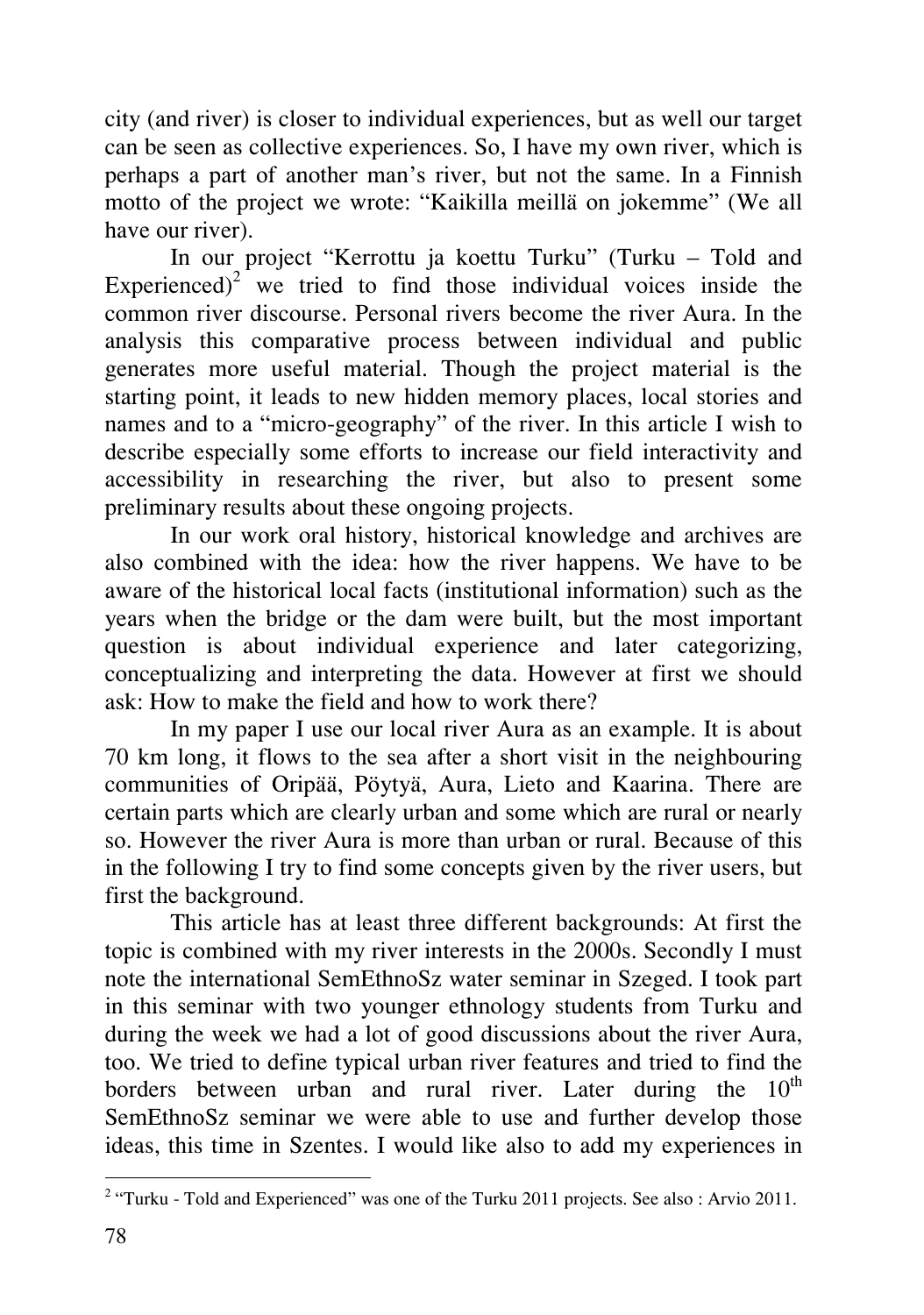city (and river) is closer to individual experiences, but as well our target can be seen as collective experiences. So, I have my own river, which is perhaps a part of another man's river, but not the same. In a Finnish motto of the project we wrote: "Kaikilla meillä on jokemme" (We all have our river).

In our project "Kerrottu ja koettu Turku" (Turku – Told and Experienced)[2] we tried to find those individual voices inside the common river discourse. Personal rivers become the river Aura. In the analysis this comparative process between individual and public generates more useful material. Though the project material is the starting point, it leads to new hidden memory places, local stories and names and to a "micro-geography" of the river. In this article I wish to describe especially some efforts to increase our field interactivity and accessibility in researching the river, but also to present some preliminary results about these ongoing projects.

In our work oral history, historical knowledge and archives are also combined with the idea: how the river happens. We have to be aware of the historical local facts (institutional information) such as the years when the bridge or the dam were built, but the most important question is about individual experience and later categorizing, conceptualizing and interpreting the data. However at first we should ask: How to make the field and how to work there?

In my paper I use our local river Aura as an example. It is about 70 km long, it flows to the sea after a short visit in the neighbouring communities of Oripää, Pöytyä, Aura, Lieto and Kaarina. There are certain parts which are clearly urban and some which are rural or nearly so. However the river Aura is more than urban or rural. Because of this in the following I try to find some concepts given by the river users, but first the background.

This article has at least three different backgrounds: At first the topic is combined with my river interests in the 2000s. Secondly I must note the international SemEthnoSz water seminar in Szeged. I took part in this seminar with two younger ethnology students from Turku and during the week we had a lot of good discussions about the river Aura, too. We tried to define typical urban river features and tried to find the borders between urban and rural river. Later during the 10th SemEthnoSz seminar we were able to use and further develop those ideas, this time in Szentes. I would like also to add my experiences in

---

[2] "Turku - Told and Experienced" was one of the Turku 2011 projects. See also : Arvio 2011.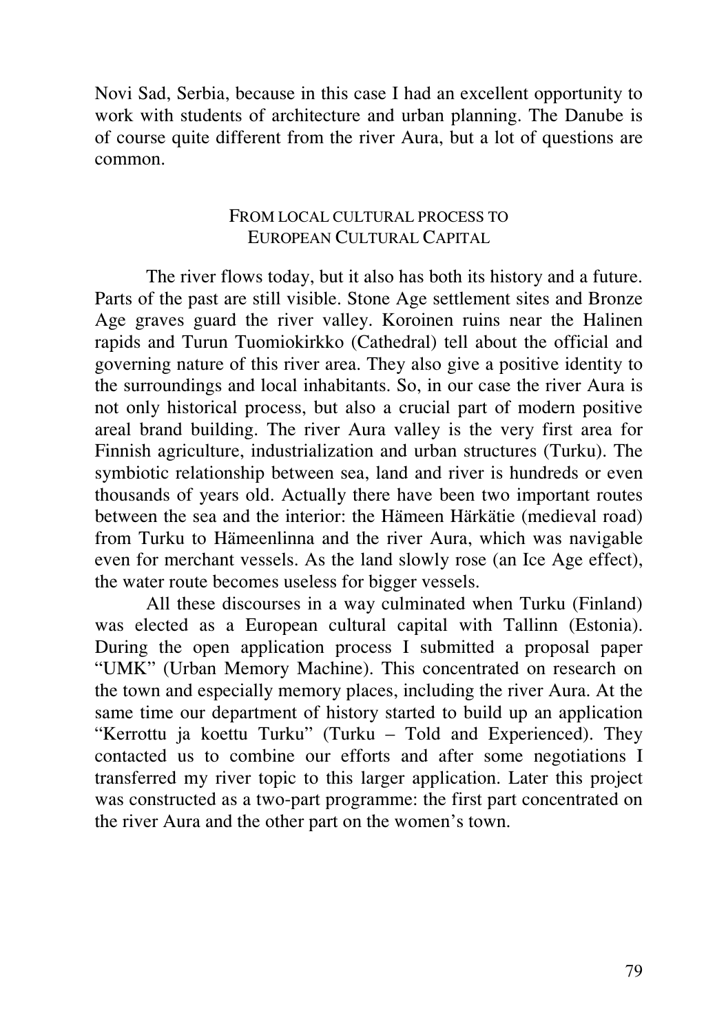Novi Sad, Serbia, because in this case I had an excellent opportunity to work with students of architecture and urban planning. The Danube is of course quite different from the river Aura, but a lot of questions are common.

## FROM LOCAL CULTURAL PROCESS TO EUROPEAN CULTURAL CAPITAL

The river flows today, but it also has both its history and a future. Parts of the past are still visible. Stone Age settlement sites and Bronze Age graves guard the river valley. Koroinen ruins near the Halinen rapids and Turun Tuomiokirkko (Cathedral) tell about the official and governing nature of this river area. They also give a positive identity to the surroundings and local inhabitants. So, in our case the river Aura is not only historical process, but also a crucial part of modern positive areal brand building. The river Aura valley is the very first area for Finnish agriculture, industrialization and urban structures (Turku). The symbiotic relationship between sea, land and river is hundreds or even thousands of years old. Actually there have been two important routes between the sea and the interior: the Hämeen Härkätie (medieval road) from Turku to Hämeenlinna and the river Aura, which was navigable even for merchant vessels. As the land slowly rose (an Ice Age effect), the water route becomes useless for bigger vessels.

All these discourses in a way culminated when Turku (Finland) was elected as a European cultural capital with Tallinn (Estonia). During the open application process I submitted a proposal paper "UMK" (Urban Memory Machine). This concentrated on research on the town and especially memory places, including the river Aura. At the same time our department of history started to build up an application "Kerrottu ja koettu Turku" (Turku – Told and Experienced). They contacted us to combine our efforts and after some negotiations I transferred my river topic to this larger application. Later this project was constructed as a two-part programme: the first part concentrated on the river Aura and the other part on the women's town.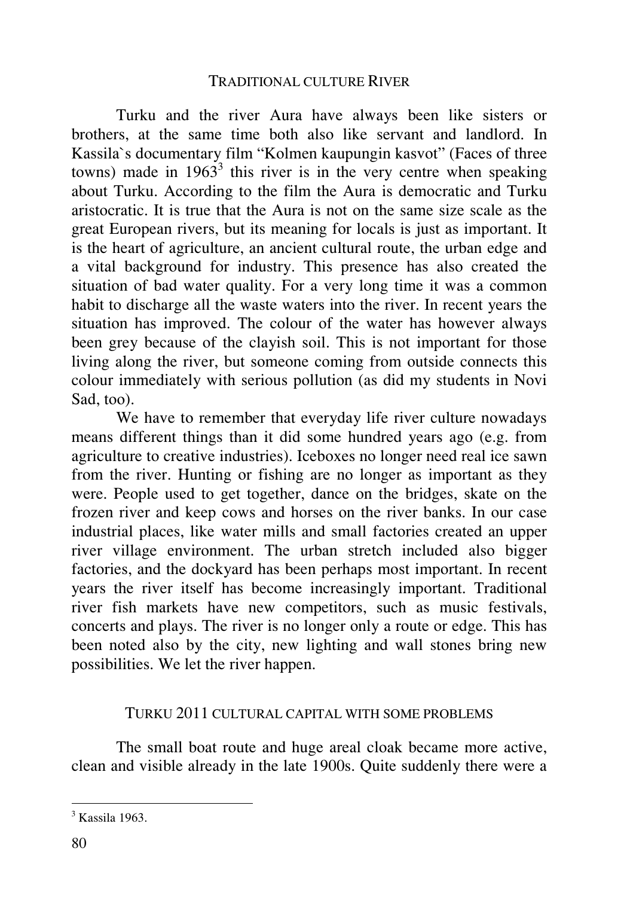## TRADITIONAL CULTURE RIVER

Turku and the river Aura have always been like sisters or brothers, at the same time both also like servant and landlord. In Kassila`s documentary film "Kolmen kaupungin kasvot" (Faces of three towns) made in 1963[3] this river is in the very centre when speaking about Turku. According to the film the Aura is democratic and Turku aristocratic. It is true that the Aura is not on the same size scale as the great European rivers, but its meaning for locals is just as important. It is the heart of agriculture, an ancient cultural route, the urban edge and a vital background for industry. This presence has also created the situation of bad water quality. For a very long time it was a common habit to discharge all the waste waters into the river. In recent years the situation has improved. The colour of the water has however always been grey because of the clayish soil. This is not important for those living along the river, but someone coming from outside connects this colour immediately with serious pollution (as did my students in Novi Sad, too).

We have to remember that everyday life river culture nowadays means different things than it did some hundred years ago (e.g. from agriculture to creative industries). Iceboxes no longer need real ice sawn from the river. Hunting or fishing are no longer as important as they were. People used to get together, dance on the bridges, skate on the frozen river and keep cows and horses on the river banks. In our case industrial places, like water mills and small factories created an upper river village environment. The urban stretch included also bigger factories, and the dockyard has been perhaps most important. In recent years the river itself has become increasingly important. Traditional river fish markets have new competitors, such as music festivals, concerts and plays. The river is no longer only a route or edge. This has been noted also by the city, new lighting and wall stones bring new possibilities. We let the river happen.

## TURKU 2011 CULTURAL CAPITAL WITH SOME PROBLEMS

The small boat route and huge areal cloak became more active, clean and visible already in the late 1900s. Quite suddenly there were a

---

[3] Kassila 1963.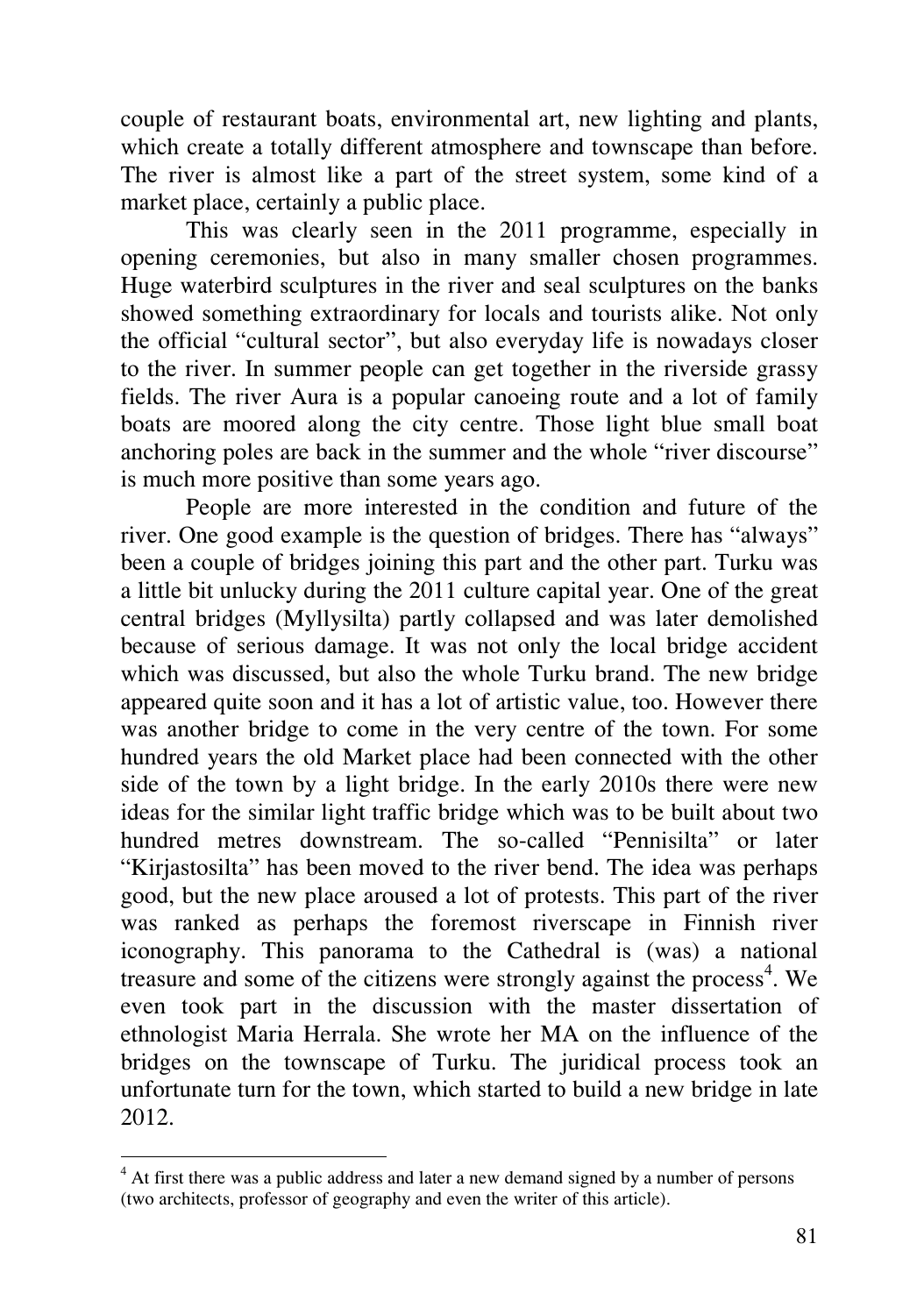couple of restaurant boats, environmental art, new lighting and plants, which create a totally different atmosphere and townscape than before. The river is almost like a part of the street system, some kind of a market place, certainly a public place.

This was clearly seen in the 2011 programme, especially in opening ceremonies, but also in many smaller chosen programmes. Huge waterbird sculptures in the river and seal sculptures on the banks showed something extraordinary for locals and tourists alike. Not only the official "cultural sector", but also everyday life is nowadays closer to the river. In summer people can get together in the riverside grassy fields. The river Aura is a popular canoeing route and a lot of family boats are moored along the city centre. Those light blue small boat anchoring poles are back in the summer and the whole "river discourse" is much more positive than some years ago.

People are more interested in the condition and future of the river. One good example is the question of bridges. There has "always" been a couple of bridges joining this part and the other part. Turku was a little bit unlucky during the 2011 culture capital year. One of the great central bridges (Myllysilta) partly collapsed and was later demolished because of serious damage. It was not only the local bridge accident which was discussed, but also the whole Turku brand. The new bridge appeared quite soon and it has a lot of artistic value, too. However there was another bridge to come in the very centre of the town. For some hundred years the old Market place had been connected with the other side of the town by a light bridge. In the early 2010s there were new ideas for the similar light traffic bridge which was to be built about two hundred metres downstream. The so-called "Pennisilta" or later "Kirjastosilta" has been moved to the river bend. The idea was perhaps good, but the new place aroused a lot of protests. This part of the river was ranked as perhaps the foremost riverscape in Finnish river iconography. This panorama to the Cathedral is (was) a national treasure and some of the citizens were strongly against the process[4]. We even took part in the discussion with the master dissertation of ethnologist Maria Herrala. She wrote her MA on the influence of the bridges on the townscape of Turku. The juridical process took an unfortunate turn for the town, which started to build a new bridge in late 2012.

[4] At first there was a public address and later a new demand signed by a number of persons (two architects, professor of geography and even the writer of this article).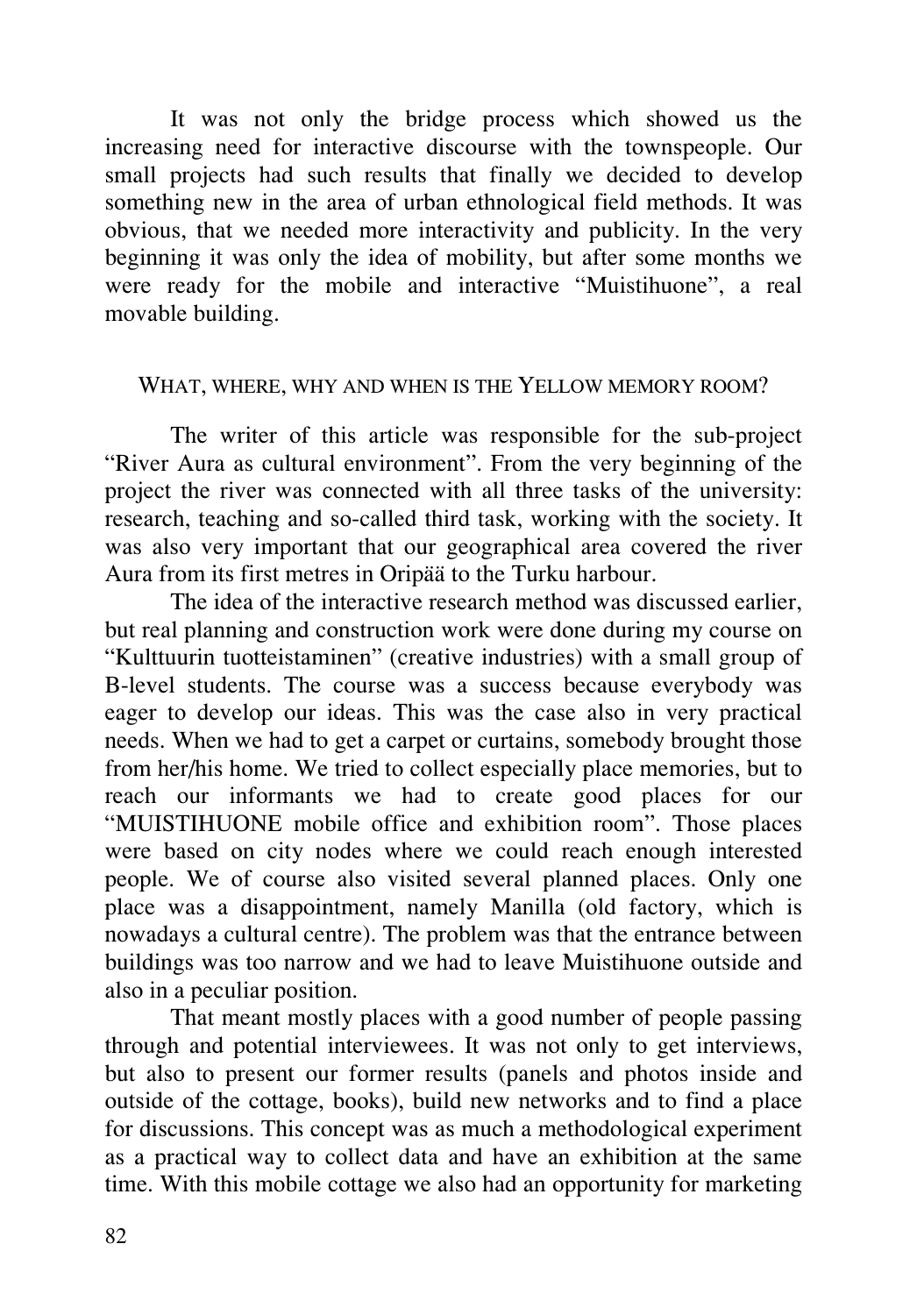It was not only the bridge process which showed us the increasing need for interactive discourse with the townspeople. Our small projects had such results that finally we decided to develop something new in the area of urban ethnological field methods. It was obvious, that we needed more interactivity and publicity. In the very beginning it was only the idea of mobility, but after some months we were ready for the mobile and interactive "Muistihuone", a real movable building.

## WHAT, WHERE, WHY AND WHEN IS THE YELLOW MEMORY ROOM?

The writer of this article was responsible for the sub-project "River Aura as cultural environment". From the very beginning of the project the river was connected with all three tasks of the university: research, teaching and so-called third task, working with the society. It was also very important that our geographical area covered the river Aura from its first metres in Oripää to the Turku harbour.

The idea of the interactive research method was discussed earlier, but real planning and construction work were done during my course on "Kulttuurin tuotteistaminen" (creative industries) with a small group of B-level students. The course was a success because everybody was eager to develop our ideas. This was the case also in very practical needs. When we had to get a carpet or curtains, somebody brought those from her/his home. We tried to collect especially place memories, but to reach our informants we had to create good places for our "MUISTIHUONE mobile office and exhibition room". Those places were based on city nodes where we could reach enough interested people. We of course also visited several planned places. Only one place was a disappointment, namely Manilla (old factory, which is nowadays a cultural centre). The problem was that the entrance between buildings was too narrow and we had to leave Muistihuone outside and also in a peculiar position.

That meant mostly places with a good number of people passing through and potential interviewees. It was not only to get interviews, but also to present our former results (panels and photos inside and outside of the cottage, books), build new networks and to find a place for discussions. This concept was as much a methodological experiment as a practical way to collect data and have an exhibition at the same time. With this mobile cottage we also had an opportunity for marketing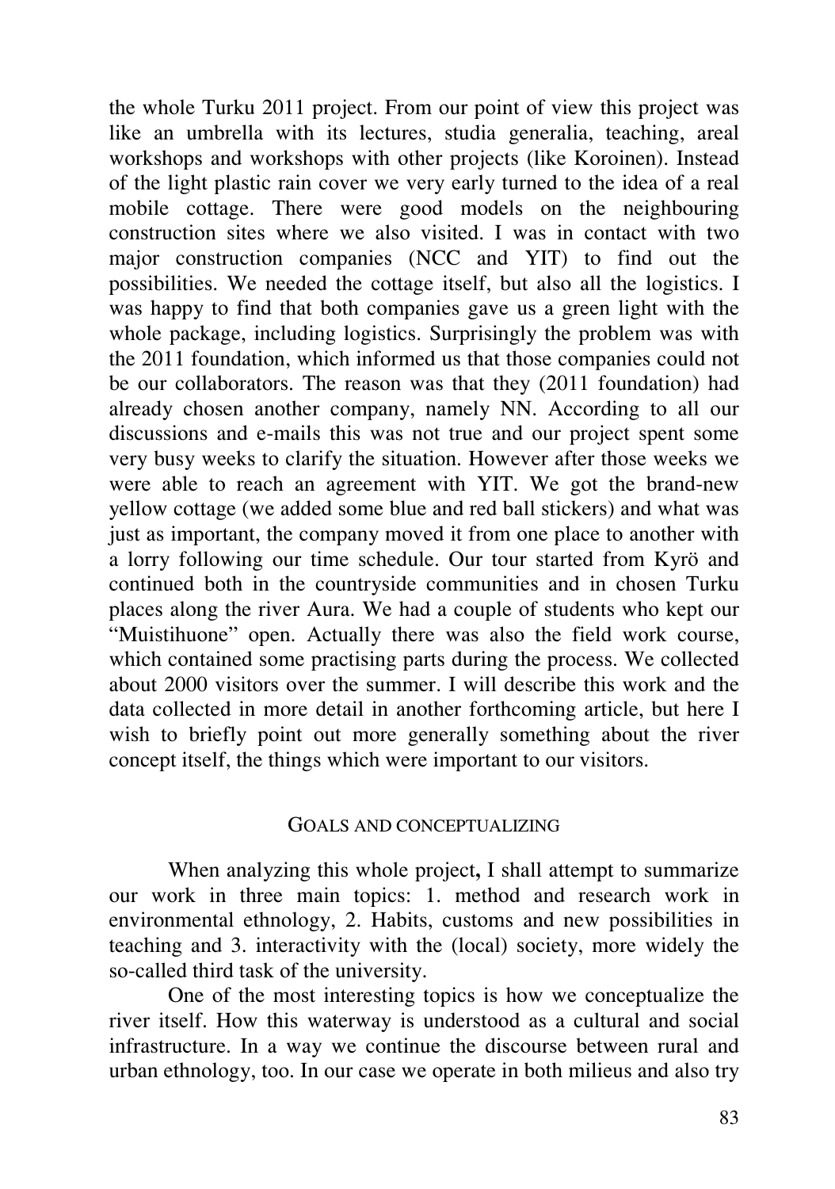the whole Turku 2011 project. From our point of view this project was like an umbrella with its lectures, studia generalia, teaching, areal workshops and workshops with other projects (like Koroinen). Instead of the light plastic rain cover we very early turned to the idea of a real mobile cottage. There were good models on the neighbouring construction sites where we also visited. I was in contact with two major construction companies (NCC and YIT) to find out the possibilities. We needed the cottage itself, but also all the logistics. I was happy to find that both companies gave us a green light with the whole package, including logistics. Surprisingly the problem was with the 2011 foundation, which informed us that those companies could not be our collaborators. The reason was that they (2011 foundation) had already chosen another company, namely NN. According to all our discussions and e-mails this was not true and our project spent some very busy weeks to clarify the situation. However after those weeks we were able to reach an agreement with YIT. We got the brand-new yellow cottage (we added some blue and red ball stickers) and what was just as important, the company moved it from one place to another with a lorry following our time schedule. Our tour started from Kyrö and continued both in the countryside communities and in chosen Turku places along the river Aura. We had a couple of students who kept our "Muistihuone" open. Actually there was also the field work course, which contained some practising parts during the process. We collected about 2000 visitors over the summer. I will describe this work and the data collected in more detail in another forthcoming article, but here I wish to briefly point out more generally something about the river concept itself, the things which were important to our visitors.

## GOALS AND CONCEPTUALIZING

When analyzing this whole project**,** I shall attempt to summarize our work in three main topics: 1. method and research work in environmental ethnology, 2. Habits, customs and new possibilities in teaching and 3. interactivity with the (local) society, more widely the so-called third task of the university.

One of the most interesting topics is how we conceptualize the river itself. How this waterway is understood as a cultural and social infrastructure. In a way we continue the discourse between rural and urban ethnology, too. In our case we operate in both milieus and also try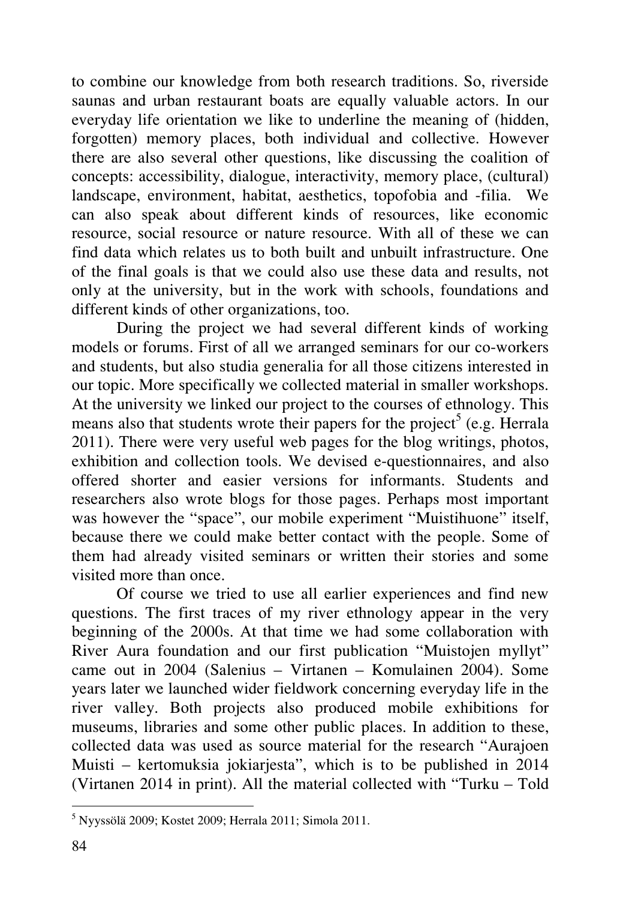to combine our knowledge from both research traditions. So, riverside saunas and urban restaurant boats are equally valuable actors. In our everyday life orientation we like to underline the meaning of (hidden, forgotten) memory places, both individual and collective. However there are also several other questions, like discussing the coalition of concepts: accessibility, dialogue, interactivity, memory place, (cultural) landscape, environment, habitat, aesthetics, topofobia and -filia. We can also speak about different kinds of resources, like economic resource, social resource or nature resource. With all of these we can find data which relates us to both built and unbuilt infrastructure. One of the final goals is that we could also use these data and results, not only at the university, but in the work with schools, foundations and different kinds of other organizations, too.

During the project we had several different kinds of working models or forums. First of all we arranged seminars for our co-workers and students, but also studia generalia for all those citizens interested in our topic. More specifically we collected material in smaller workshops. At the university we linked our project to the courses of ethnology. This means also that students wrote their papers for the project[5] (e.g. Herrala 2011). There were very useful web pages for the blog writings, photos, exhibition and collection tools. We devised e-questionnaires, and also offered shorter and easier versions for informants. Students and researchers also wrote blogs for those pages. Perhaps most important was however the "space", our mobile experiment "Muistihuone" itself, because there we could make better contact with the people. Some of them had already visited seminars or written their stories and some visited more than once.

Of course we tried to use all earlier experiences and find new questions. The first traces of my river ethnology appear in the very beginning of the 2000s. At that time we had some collaboration with River Aura foundation and our first publication "Muistojen myllyt" came out in 2004 (Salenius – Virtanen – Komulainen 2004). Some years later we launched wider fieldwork concerning everyday life in the river valley. Both projects also produced mobile exhibitions for museums, libraries and some other public places. In addition to these, collected data was used as source material for the research "Aurajoen Muisti – kertomuksia jokiarjesta", which is to be published in 2014 (Virtanen 2014 in print). All the material collected with "Turku – Told

[5] Nyyssölä 2009; Kostet 2009; Herrala 2011; Simola 2011.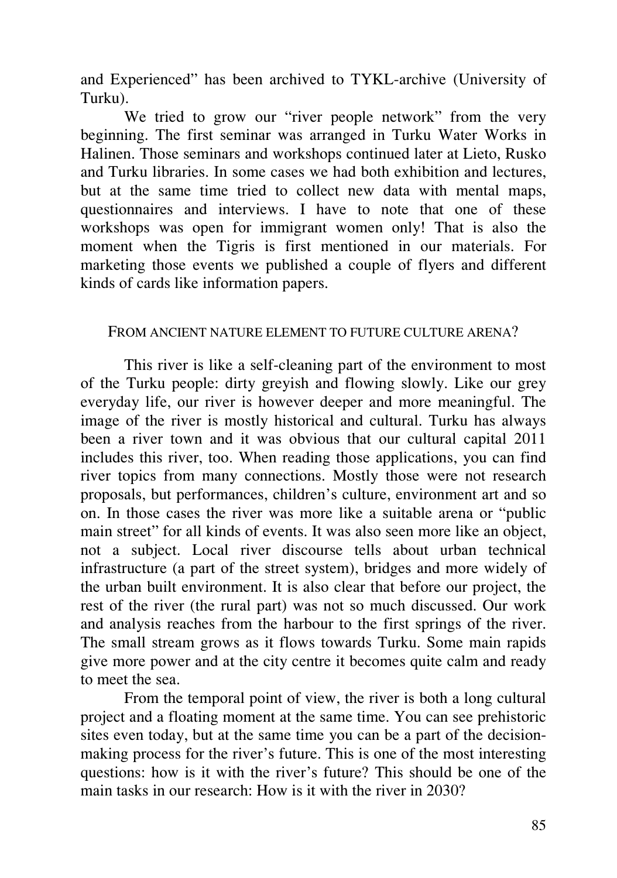and Experienced" has been archived to TYKL-archive (University of Turku).

We tried to grow our "river people network" from the very beginning. The first seminar was arranged in Turku Water Works in Halinen. Those seminars and workshops continued later at Lieto, Rusko and Turku libraries. In some cases we had both exhibition and lectures, but at the same time tried to collect new data with mental maps, questionnaires and interviews. I have to note that one of these workshops was open for immigrant women only! That is also the moment when the Tigris is first mentioned in our materials. For marketing those events we published a couple of flyers and different kinds of cards like information papers.

## FROM ANCIENT NATURE ELEMENT TO FUTURE CULTURE ARENA?

This river is like a self-cleaning part of the environment to most of the Turku people: dirty greyish and flowing slowly. Like our grey everyday life, our river is however deeper and more meaningful. The image of the river is mostly historical and cultural. Turku has always been a river town and it was obvious that our cultural capital 2011 includes this river, too. When reading those applications, you can find river topics from many connections. Mostly those were not research proposals, but performances, children's culture, environment art and so on. In those cases the river was more like a suitable arena or "public main street" for all kinds of events. It was also seen more like an object, not a subject. Local river discourse tells about urban technical infrastructure (a part of the street system), bridges and more widely of the urban built environment. It is also clear that before our project, the rest of the river (the rural part) was not so much discussed. Our work and analysis reaches from the harbour to the first springs of the river. The small stream grows as it flows towards Turku. Some main rapids give more power and at the city centre it becomes quite calm and ready to meet the sea.

From the temporal point of view, the river is both a long cultural project and a floating moment at the same time. You can see prehistoric sites even today, but at the same time you can be a part of the decision-making process for the river's future. This is one of the most interesting questions: how is it with the river's future? This should be one of the main tasks in our research: How is it with the river in 2030?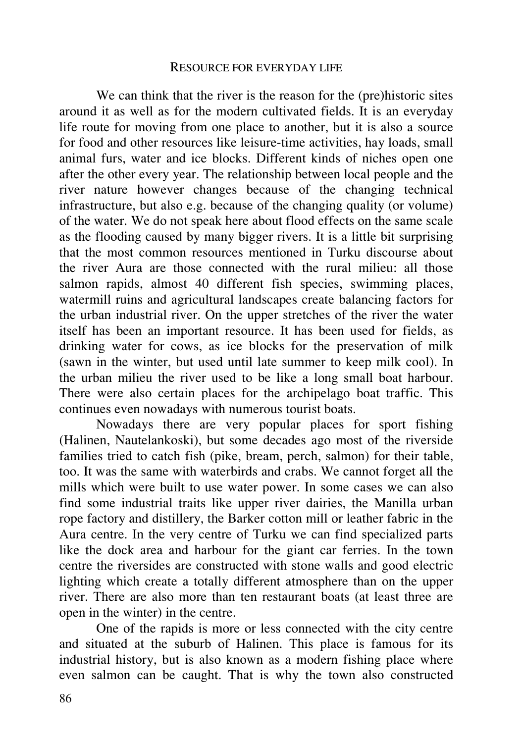## Resource for Everyday Life

We can think that the river is the reason for the (pre)historic sites around it as well as for the modern cultivated fields. It is an everyday life route for moving from one place to another, but it is also a source for food and other resources like leisure-time activities, hay loads, small animal furs, water and ice blocks. Different kinds of niches open one after the other every year. The relationship between local people and the river nature however changes because of the changing technical infrastructure, but also e.g. because of the changing quality (or volume) of the water. We do not speak here about flood effects on the same scale as the flooding caused by many bigger rivers. It is a little bit surprising that the most common resources mentioned in Turku discourse about the river Aura are those connected with the rural milieu: all those salmon rapids, almost 40 different fish species, swimming places, watermill ruins and agricultural landscapes create balancing factors for the urban industrial river. On the upper stretches of the river the water itself has been an important resource. It has been used for fields, as drinking water for cows, as ice blocks for the preservation of milk (sawn in the winter, but used until late summer to keep milk cool). In the urban milieu the river used to be like a long small boat harbour. There were also certain places for the archipelago boat traffic. This continues even nowadays with numerous tourist boats.

Nowadays there are very popular places for sport fishing (Halinen, Nautelankoski), but some decades ago most of the riverside families tried to catch fish (pike, bream, perch, salmon) for their table, too. It was the same with waterbirds and crabs. We cannot forget all the mills which were built to use water power. In some cases we can also find some industrial traits like upper river dairies, the Manilla urban rope factory and distillery, the Barker cotton mill or leather fabric in the Aura centre. In the very centre of Turku we can find specialized parts like the dock area and harbour for the giant car ferries. In the town centre the riversides are constructed with stone walls and good electric lighting which create a totally different atmosphere than on the upper river. There are also more than ten restaurant boats (at least three are open in the winter) in the centre.

One of the rapids is more or less connected with the city centre and situated at the suburb of Halinen. This place is famous for its industrial history, but is also known as a modern fishing place where even salmon can be caught. That is why the town also constructed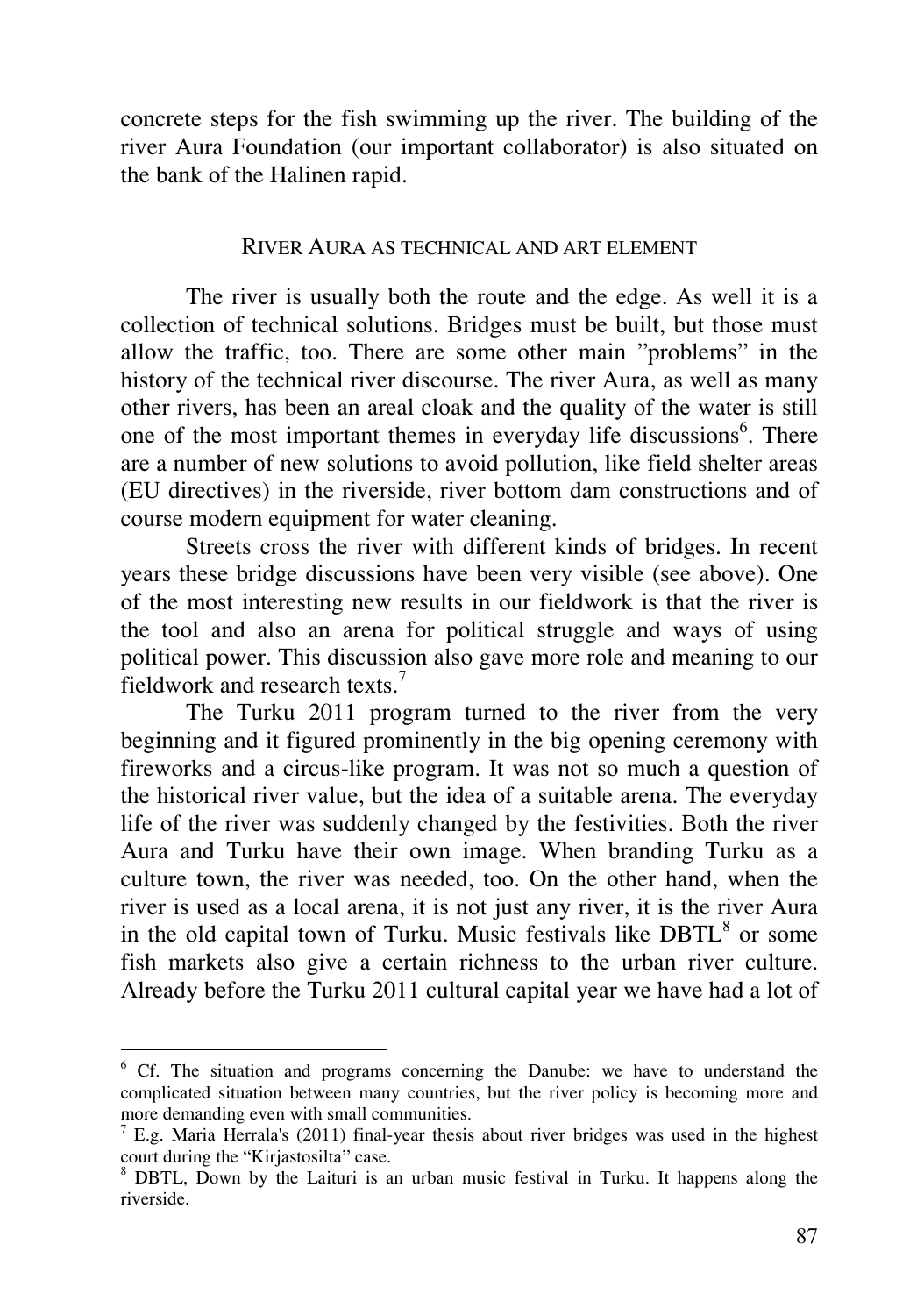concrete steps for the fish swimming up the river. The building of the river Aura Foundation (our important collaborator) is also situated on the bank of the Halinen rapid.

## RIVER AURA AS TECHNICAL AND ART ELEMENT

The river is usually both the route and the edge. As well it is a collection of technical solutions. Bridges must be built, but those must allow the traffic, too. There are some other main "problems" in the history of the technical river discourse. The river Aura, as well as many other rivers, has been an areal cloak and the quality of the water is still one of the most important themes in everyday life discussions[6]. There are a number of new solutions to avoid pollution, like field shelter areas (EU directives) in the riverside, river bottom dam constructions and of course modern equipment for water cleaning.

Streets cross the river with different kinds of bridges. In recent years these bridge discussions have been very visible (see above). One of the most interesting new results in our fieldwork is that the river is the tool and also an arena for political struggle and ways of using political power. This discussion also gave more role and meaning to our fieldwork and research texts.[7]

The Turku 2011 program turned to the river from the very beginning and it figured prominently in the big opening ceremony with fireworks and a circus-like program. It was not so much a question of the historical river value, but the idea of a suitable arena. The everyday life of the river was suddenly changed by the festivities. Both the river Aura and Turku have their own image. When branding Turku as a culture town, the river was needed, too. On the other hand, when the river is used as a local arena, it is not just any river, it is the river Aura in the old capital town of Turku. Music festivals like DBTL[8] or some fish markets also give a certain richness to the urban river culture. Already before the Turku 2011 cultural capital year we have had a lot of

---

[6] Cf. The situation and programs concerning the Danube: we have to understand the complicated situation between many countries, but the river policy is becoming more and more demanding even with small communities.

[7] E.g. Maria Herrala's (2011) final-year thesis about river bridges was used in the highest court during the "Kirjastosilta" case.

[8] DBTL, Down by the Laituri is an urban music festival in Turku. It happens along the riverside.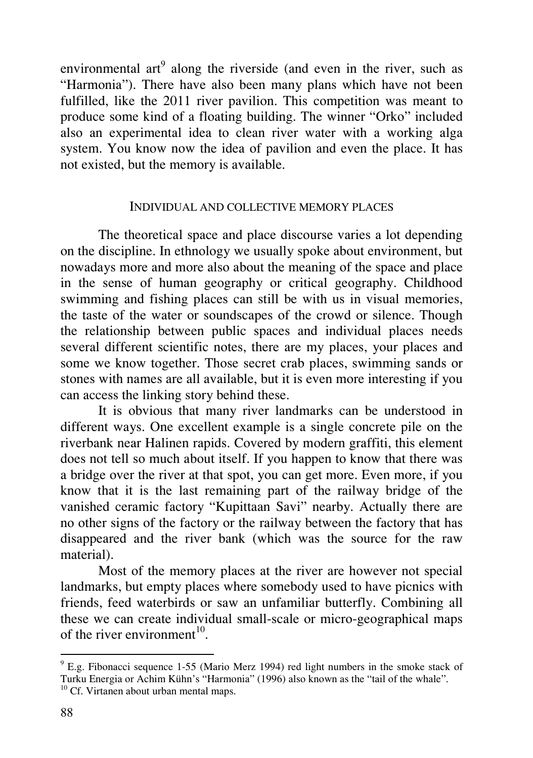environmental art[9] along the riverside (and even in the river, such as "Harmonia"). There have also been many plans which have not been fulfilled, like the 2011 river pavilion. This competition was meant to produce some kind of a floating building. The winner "Orko" included also an experimental idea to clean river water with a working alga system. You know now the idea of pavilion and even the place. It has not existed, but the memory is available.

## INDIVIDUAL AND COLLECTIVE MEMORY PLACES

The theoretical space and place discourse varies a lot depending on the discipline. In ethnology we usually spoke about environment, but nowadays more and more also about the meaning of the space and place in the sense of human geography or critical geography. Childhood swimming and fishing places can still be with us in visual memories, the taste of the water or soundscapes of the crowd or silence. Though the relationship between public spaces and individual places needs several different scientific notes, there are my places, your places and some we know together. Those secret crab places, swimming sands or stones with names are all available, but it is even more interesting if you can access the linking story behind these.

It is obvious that many river landmarks can be understood in different ways. One excellent example is a single concrete pile on the riverbank near Halinen rapids. Covered by modern graffiti, this element does not tell so much about itself. If you happen to know that there was a bridge over the river at that spot, you can get more. Even more, if you know that it is the last remaining part of the railway bridge of the vanished ceramic factory "Kupittaan Savi" nearby. Actually there are no other signs of the factory or the railway between the factory that has disappeared and the river bank (which was the source for the raw material).

Most of the memory places at the river are however not special landmarks, but empty places where somebody used to have picnics with friends, feed waterbirds or saw an unfamiliar butterfly. Combining all these we can create individual small-scale or micro-geographical maps of the river environment[10].

---

[9] E.g. Fibonacci sequence 1-55 (Mario Merz 1994) red light numbers in the smoke stack of Turku Energia or Achim Kühn's "Harmonia" (1996) also known as the "tail of the whale".

[10] Cf. Virtanen about urban mental maps.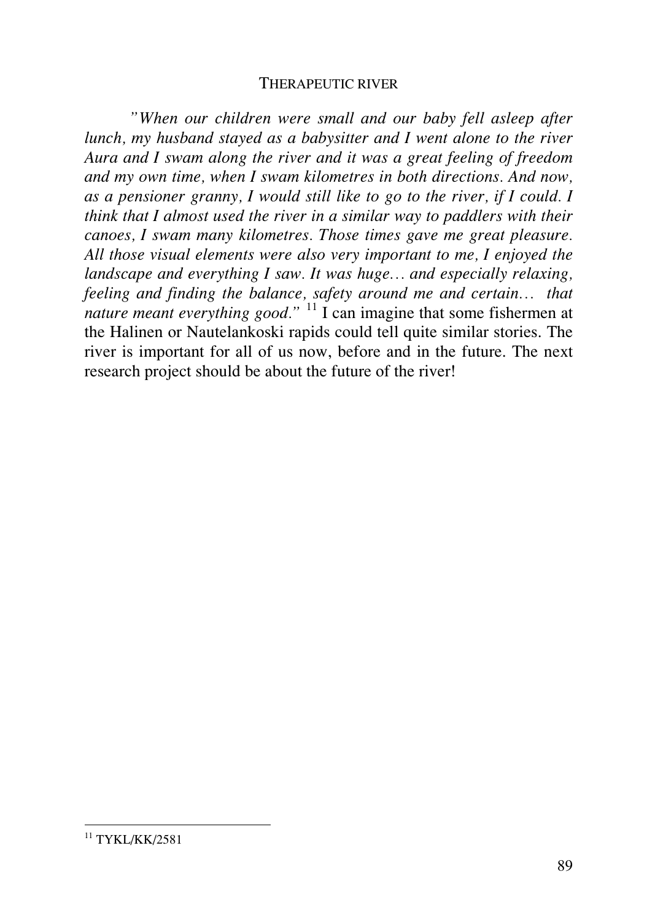*"When our children were small and our baby fell asleep after lunch, my husband stayed as a babysitter and I went alone to the river Aura and I swam along the river and it was a great feeling of freedom and my own time, when I swam kilometres in both directions. And now, as a pensioner granny, I would still like to go to the river, if I could. I think that I almost used the river in a similar way to paddlers with their canoes, I swam many kilometres. Those times gave me great pleasure. All those visual elements were also very important to me, I enjoyed the landscape and everything I saw. It was huge… and especially relaxing, feeling and finding the balance, safety around me and certain… that nature meant everything good."* [11] I can imagine that some fishermen at the Halinen or Nautelankoski rapids could tell quite similar stories. The river is important for all of us now, before and in the future. The next research project should be about the future of the river!

---

[11] TYKL/KK/2581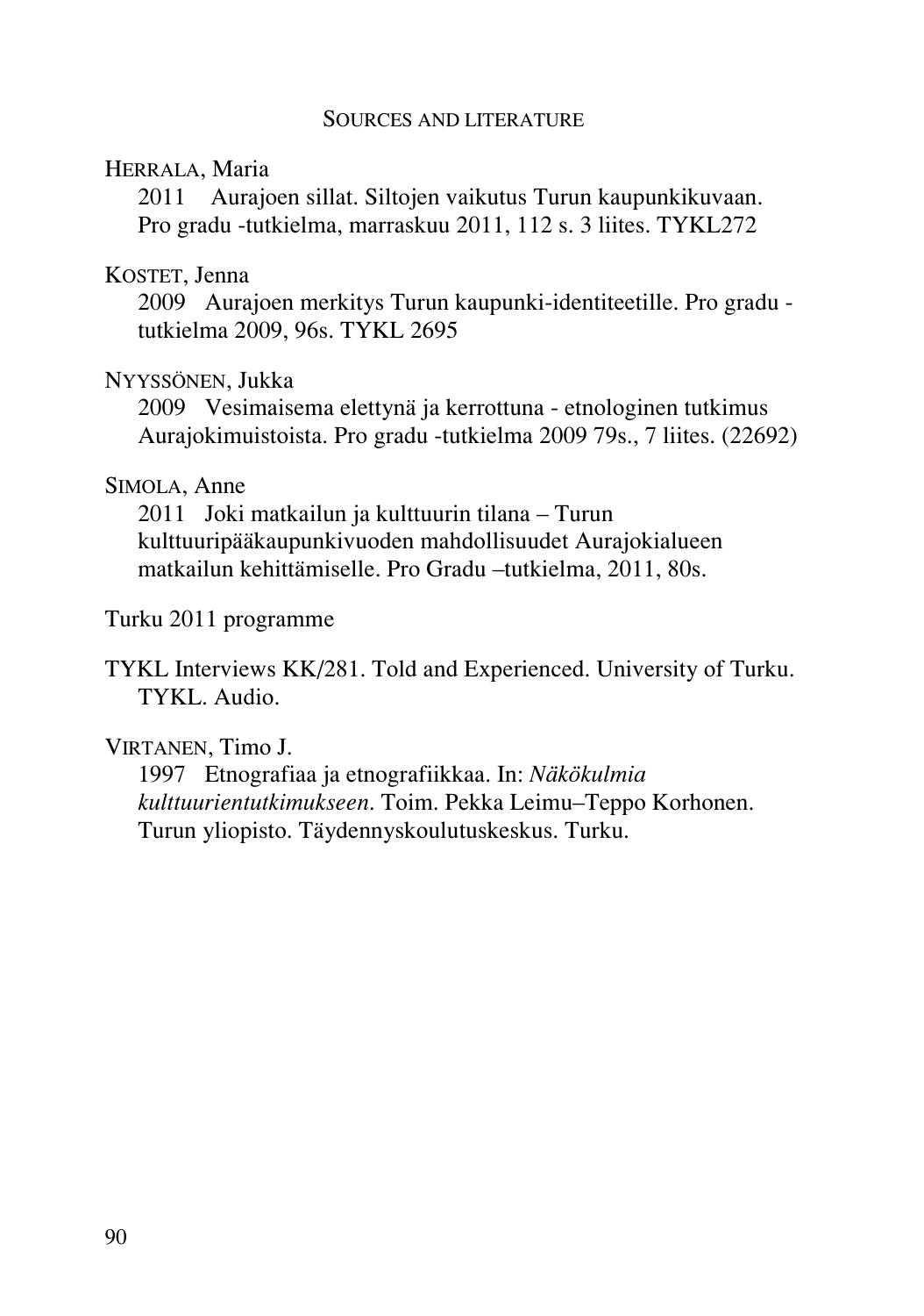## SOURCES AND LITERATURE

HERRALA, Maria

2011 Aurajoen sillat. Siltojen vaikutus Turun kaupunkikuvaan. Pro gradu -tutkielma, marraskuu 2011, 112 s. 3 liites. TYKL272

KOSTET, Jenna

2009 Aurajoen merkitys Turun kaupunki-identiteetille. Pro gradu -tutkielma 2009, 96s. TYKL 2695

NYYSSÖNEN, Jukka

2009 Vesimaisema elettynä ja kerrottuna - etnologinen tutkimus Aurajokimuistoista. Pro gradu -tutkielma 2009 79s., 7 liites. (22692)

SIMOLA, Anne

2011 Joki matkailun ja kulttuurin tilana – Turun kulttuuripääkaupunkivuoden mahdollisuudet Aurajokialueen matkailun kehittämiselle. Pro Gradu –tutkielma, 2011, 80s.

Turku 2011 programme

TYKL Interviews KK/281. Told and Experienced. University of Turku. TYKL. Audio.

VIRTANEN, Timo J.

1997 Etnografiaa ja etnografiikkaa. In: *Näkökulmia kulttuurientutkimukseen*. Toim. Pekka Leimu–Teppo Korhonen. Turun yliopisto. Täydennyskoulutuskeskus. Turku.